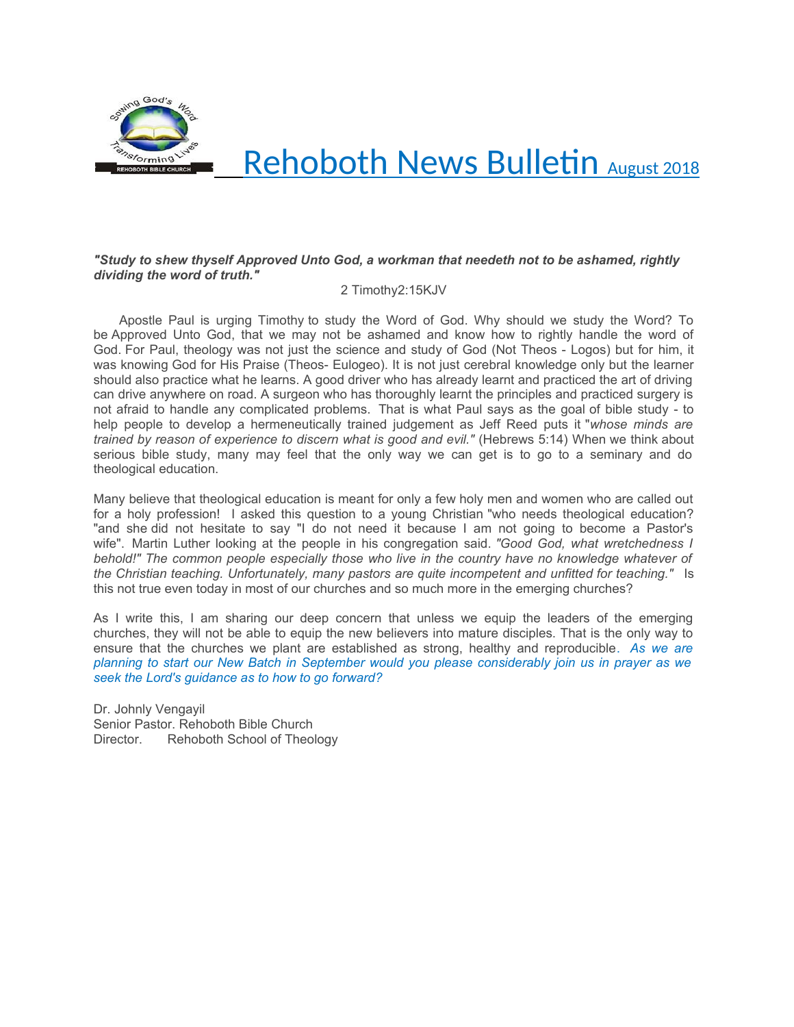# Rehoboth News Bulletin August 2018

***"Study to shew thyself Approved Unto God, a workman that needeth not to be ashamed, rightly dividing the word of truth."***

2 Timothy2:15KJV

Apostle Paul is urging Timothy to study the Word of God. Why should we study the Word? To be Approved Unto God, that we may not be ashamed and know how to rightly handle the word of God. For Paul, theology was not just the science and study of God (Not Theos - Logos) but for him, it was knowing God for His Praise (Theos- Eulogeo). It is not just cerebral knowledge only but the learner should also practice what he learns. A good driver who has already learnt and practiced the art of driving can drive anywhere on road. A surgeon who has thoroughly learnt the principles and practiced surgery is not afraid to handle any complicated problems. That is what Paul says as the goal of bible study - to help people to develop a hermeneutically trained judgement as Jeff Reed puts it "*whose minds are trained by reason of experience to discern what is good and evil."* (Hebrews 5:14) When we think about serious bible study, many may feel that the only way we can get is to go to a seminary and do theological education.

Many believe that theological education is meant for only a few holy men and women who are called out for a holy profession! I asked this question to a young Christian "who needs theological education?" and she did not hesitate to say "I do not need it because I am not going to become a Pastor's wife". Martin Luther looking at the people in his congregation said. *"Good God, what wretchedness I behold!" The common people especially those who live in the country have no knowledge whatever of the Christian teaching. Unfortunately, many pastors are quite incompetent and unfitted for teaching."* Is this not true even today in most of our churches and so much more in the emerging churches?

As I write this, I am sharing our deep concern that unless we equip the leaders of the emerging churches, they will not be able to equip the new believers into mature disciples. That is the only way to ensure that the churches we plant are established as strong, healthy and reproducible. *As we are planning to start our New Batch in September would you please considerably join us in prayer as we seek the Lord's guidance as to how to go forward?*

Dr. Johnly Vengayil
Senior Pastor. Rehoboth Bible Church
Director. Rehoboth School of Theology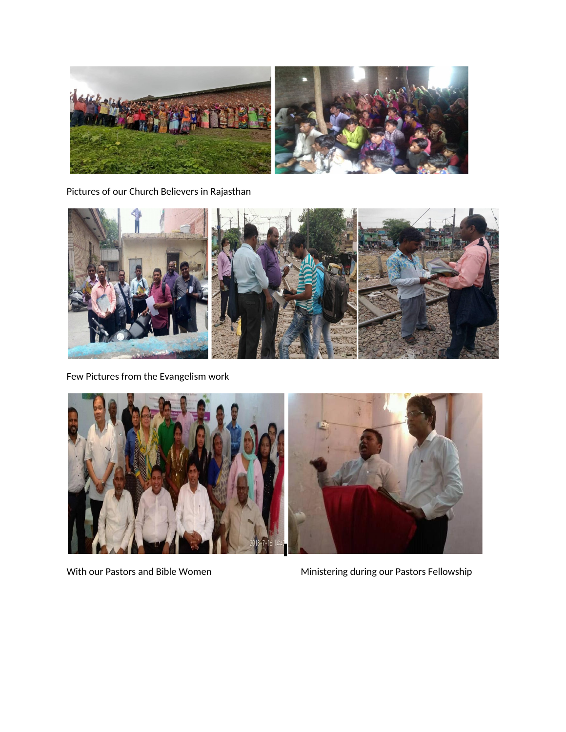Pictures of our Church Believers in Rajasthan

Few Pictures from the Evangelism work

With our Pastors and Bible Women

Ministering during our Pastors Fellowship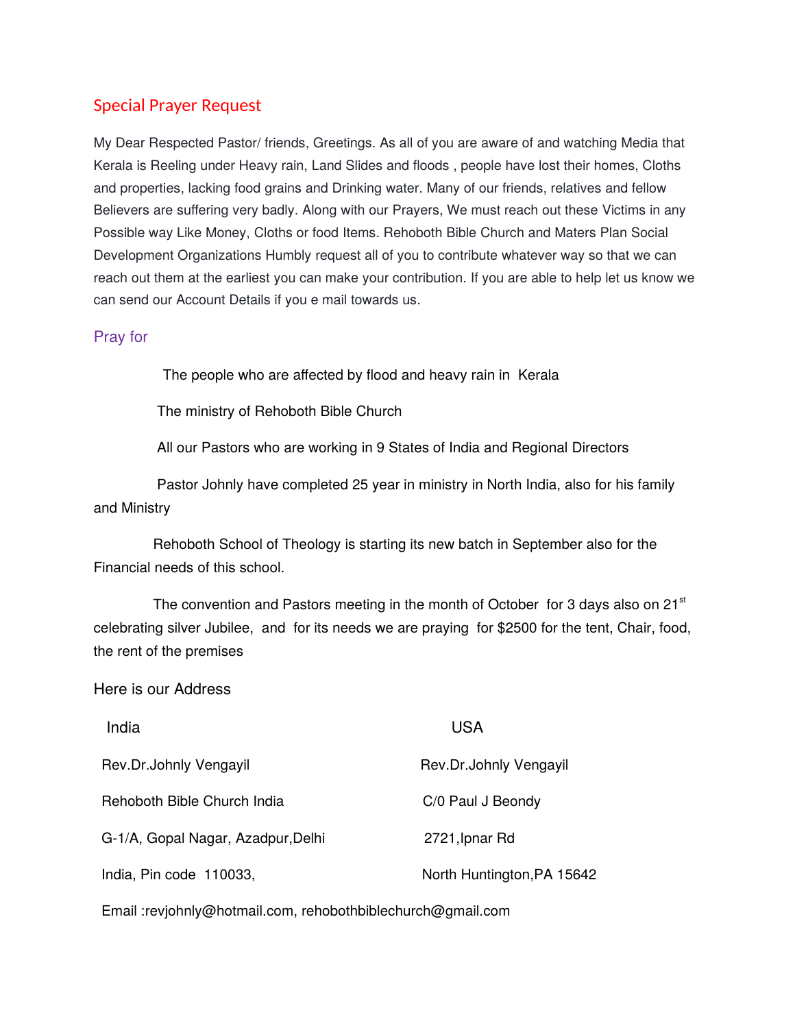## Special Prayer Request

My Dear Respected Pastor/ friends, Greetings. As all of you are aware of and watching Media that Kerala is Reeling under Heavy rain, Land Slides and floods , people have lost their homes, Cloths and properties, lacking food grains and Drinking water. Many of our friends, relatives and fellow Believers are suffering very badly. Along with our Prayers, We must reach out these Victims in any Possible way Like Money, Cloths or food Items. Rehoboth Bible Church and Maters Plan Social Development Organizations Humbly request all of you to contribute whatever way so that we can reach out them at the earliest you can make your contribution. If you are able to help let us know we can send our Account Details if you e mail towards us.

### Pray for

The people who are affected by flood and heavy rain in Kerala

The ministry of Rehoboth Bible Church

All our Pastors who are working in 9 States of India and Regional Directors

Pastor Johnly have completed 25 year in ministry in North India, also for his family and Ministry

Rehoboth School of Theology is starting its new batch in September also for the Financial needs of this school.

The convention and Pastors meeting in the month of October for 3 days also on 21st celebrating silver Jubilee, and for its needs we are praying for $2500 for the tent, Chair, food, the rent of the premises

Here is our Address

| India | USA |
|---|---|
| Rev.Dr.Johnly Vengayil | Rev.Dr.Johnly Vengayil |
| Rehoboth Bible Church India | C/0 Paul J Beondy |
| G-1/A, Gopal Nagar, Azadpur,Delhi | 2721,Ipnar Rd |
| India, Pin code 110033, | North Huntington,PA 15642 |

Email :revjohnly@hotmail.com, rehobothbiblechurch@gmail.com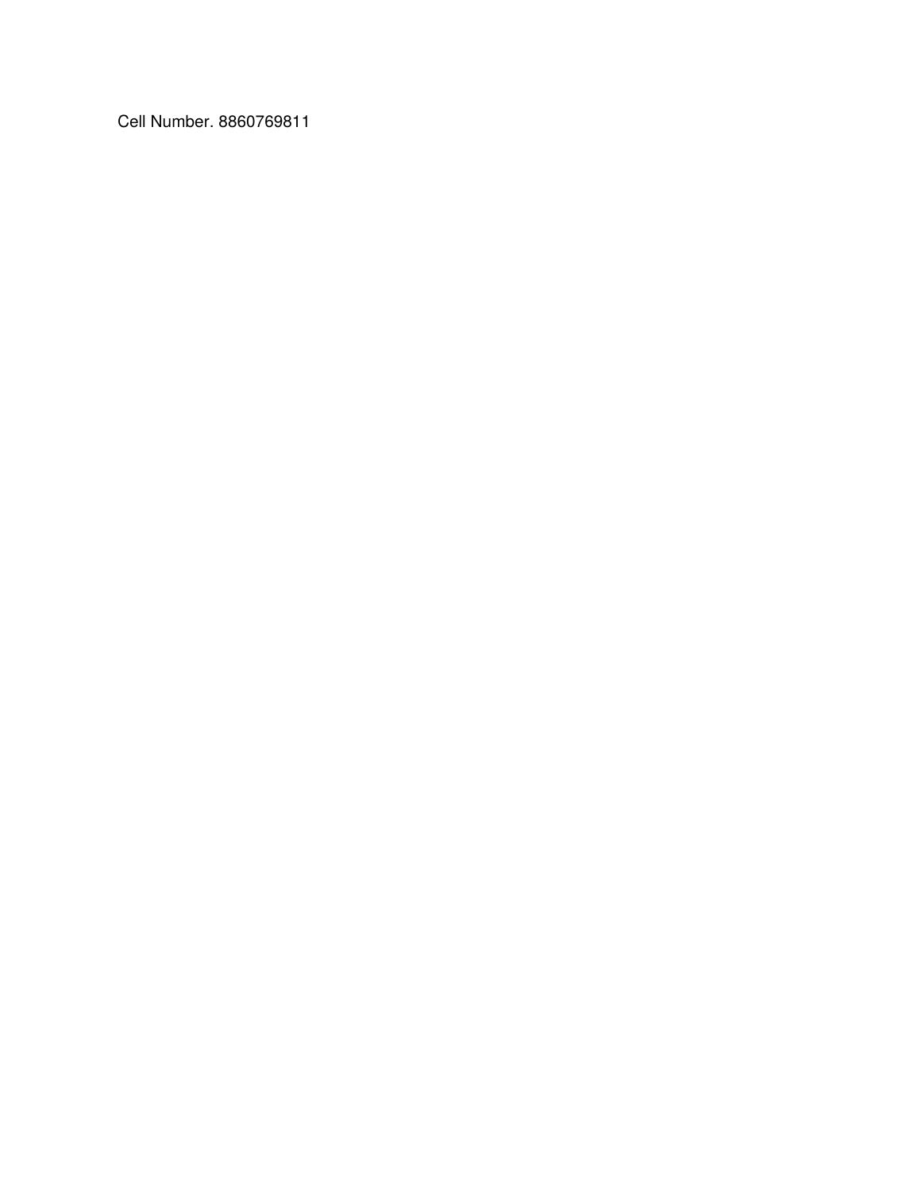Cell Number. 8860769811